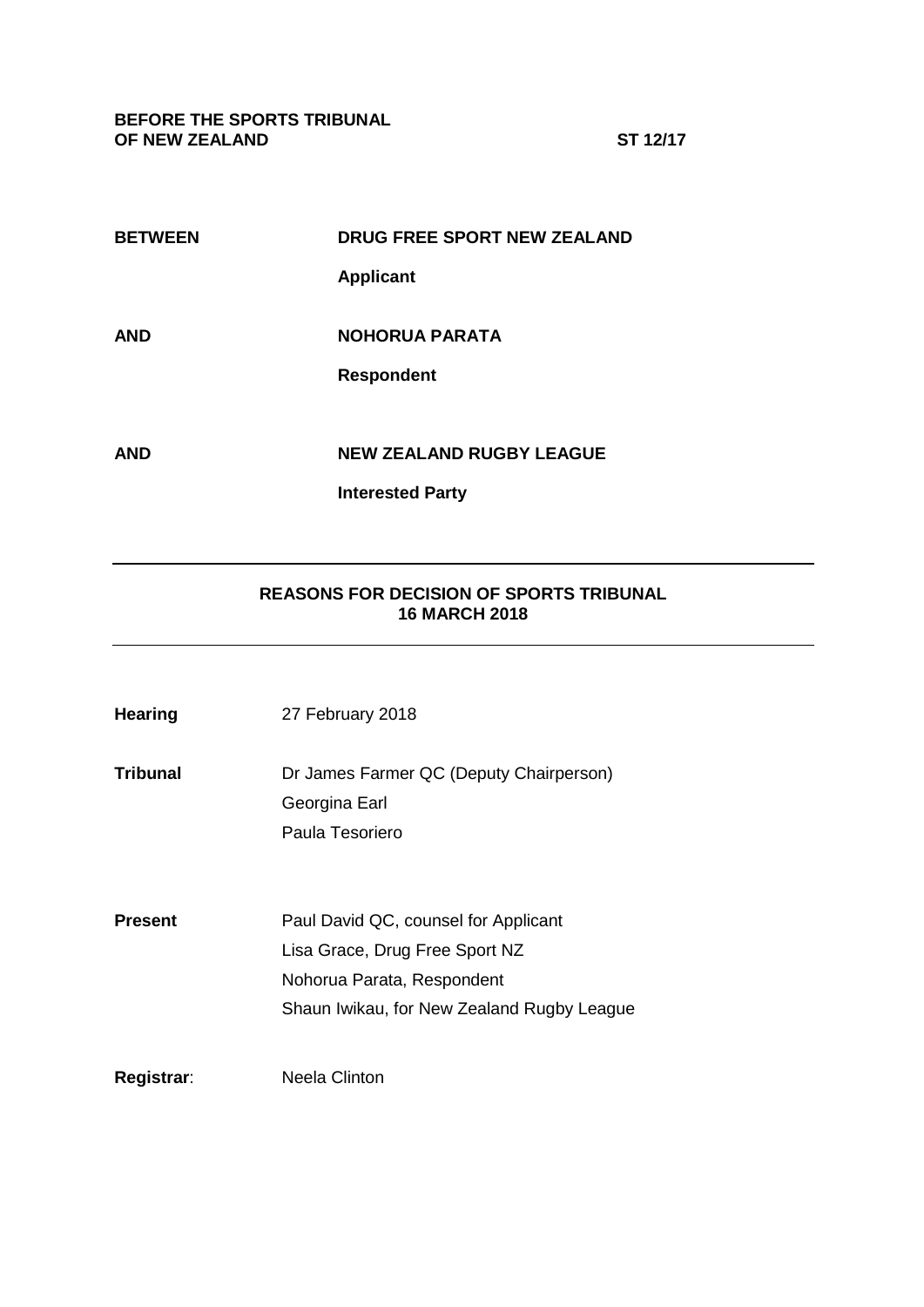**BEFORE THE SPORTS TRIBUNAL OF NEW ZEALAND** **ST 12/17**

| | |
|---|---|
| **BETWEEN** | **DRUG FREE SPORT NEW ZEALAND** |
| | **Applicant** |
| **AND** | **NOHORUA PARATA** |
| | **Respondent** |
| **AND** | **NEW ZEALAND RUGBY LEAGUE** |
| | **Interested Party** |

---

**REASONS FOR DECISION OF SPORTS TRIBUNAL**
**16 MARCH 2018**

---

| | |
|---|---|
| **Hearing** | 27 February 2018 |
| **Tribunal** | Dr James Farmer QC (Deputy Chairperson)<br>Georgina Earl<br>Paula Tesoriero |
| **Present** | Paul David QC, counsel for Applicant<br>Lisa Grace, Drug Free Sport NZ<br>Nohorua Parata, Respondent<br>Shaun Iwikau, for New Zealand Rugby League |
| **Registrar**: | Neela Clinton |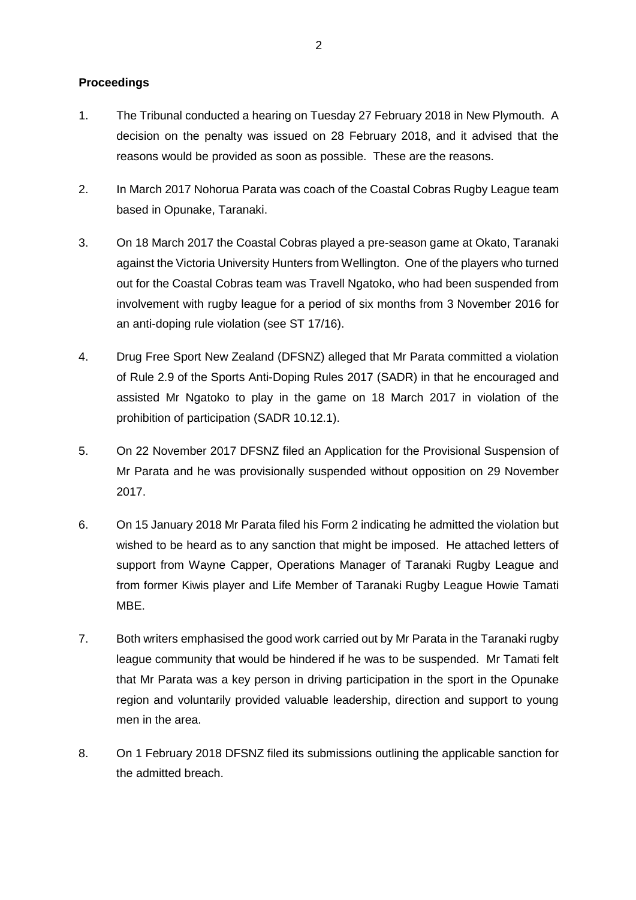**Proceedings**

1. The Tribunal conducted a hearing on Tuesday 27 February 2018 in New Plymouth. A decision on the penalty was issued on 28 February 2018, and it advised that the reasons would be provided as soon as possible. These are the reasons.

2. In March 2017 Nohorua Parata was coach of the Coastal Cobras Rugby League team based in Opunake, Taranaki.

3. On 18 March 2017 the Coastal Cobras played a pre-season game at Okato, Taranaki against the Victoria University Hunters from Wellington. One of the players who turned out for the Coastal Cobras team was Travell Ngatoko, who had been suspended from involvement with rugby league for a period of six months from 3 November 2016 for an anti-doping rule violation (see ST 17/16).

4. Drug Free Sport New Zealand (DFSNZ) alleged that Mr Parata committed a violation of Rule 2.9 of the Sports Anti-Doping Rules 2017 (SADR) in that he encouraged and assisted Mr Ngatoko to play in the game on 18 March 2017 in violation of the prohibition of participation (SADR 10.12.1).

5. On 22 November 2017 DFSNZ filed an Application for the Provisional Suspension of Mr Parata and he was provisionally suspended without opposition on 29 November 2017.

6. On 15 January 2018 Mr Parata filed his Form 2 indicating he admitted the violation but wished to be heard as to any sanction that might be imposed. He attached letters of support from Wayne Capper, Operations Manager of Taranaki Rugby League and from former Kiwis player and Life Member of Taranaki Rugby League Howie Tamati MBE.

7. Both writers emphasised the good work carried out by Mr Parata in the Taranaki rugby league community that would be hindered if he was to be suspended. Mr Tamati felt that Mr Parata was a key person in driving participation in the sport in the Opunake region and voluntarily provided valuable leadership, direction and support to young men in the area.

8. On 1 February 2018 DFSNZ filed its submissions outlining the applicable sanction for the admitted breach.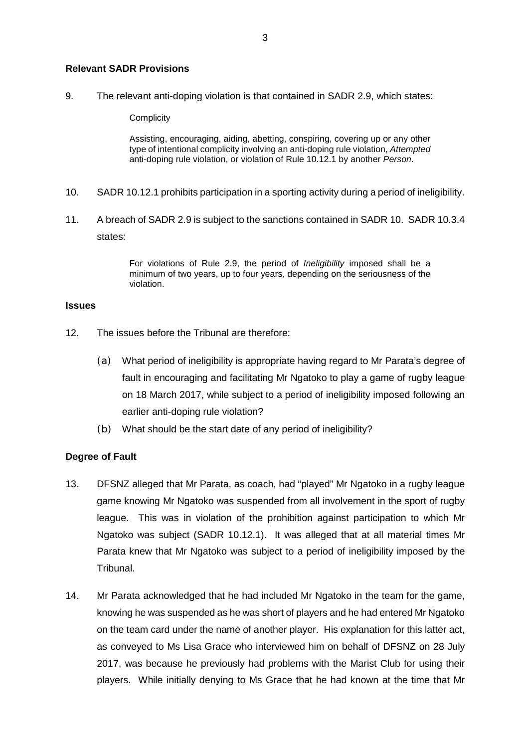**Relevant SADR Provisions**

9. The relevant anti-doping violation is that contained in SADR 2.9, which states:

> Complicity
>
> Assisting, encouraging, aiding, abetting, conspiring, covering up or any other type of intentional complicity involving an anti-doping rule violation, *Attempted* anti-doping rule violation, or violation of Rule 10.12.1 by another *Person*.

10. SADR 10.12.1 prohibits participation in a sporting activity during a period of ineligibility.

11. A breach of SADR 2.9 is subject to the sanctions contained in SADR 10. SADR 10.3.4 states:

> For violations of Rule 2.9, the period of *Ineligibility* imposed shall be a minimum of two years, up to four years, depending on the seriousness of the violation.

**Issues**

12. The issues before the Tribunal are therefore:

   (a) What period of ineligibility is appropriate having regard to Mr Parata's degree of fault in encouraging and facilitating Mr Ngatoko to play a game of rugby league on 18 March 2017, while subject to a period of ineligibility imposed following an earlier anti-doping rule violation?

   (b) What should be the start date of any period of ineligibility?

**Degree of Fault**

13. DFSNZ alleged that Mr Parata, as coach, had "played" Mr Ngatoko in a rugby league game knowing Mr Ngatoko was suspended from all involvement in the sport of rugby league. This was in violation of the prohibition against participation to which Mr Ngatoko was subject (SADR 10.12.1). It was alleged that at all material times Mr Parata knew that Mr Ngatoko was subject to a period of ineligibility imposed by the Tribunal.

14. Mr Parata acknowledged that he had included Mr Ngatoko in the team for the game, knowing he was suspended as he was short of players and he had entered Mr Ngatoko on the team card under the name of another player. His explanation for this latter act, as conveyed to Ms Lisa Grace who interviewed him on behalf of DFSNZ on 28 July 2017, was because he previously had problems with the Marist Club for using their players. While initially denying to Ms Grace that he had known at the time that Mr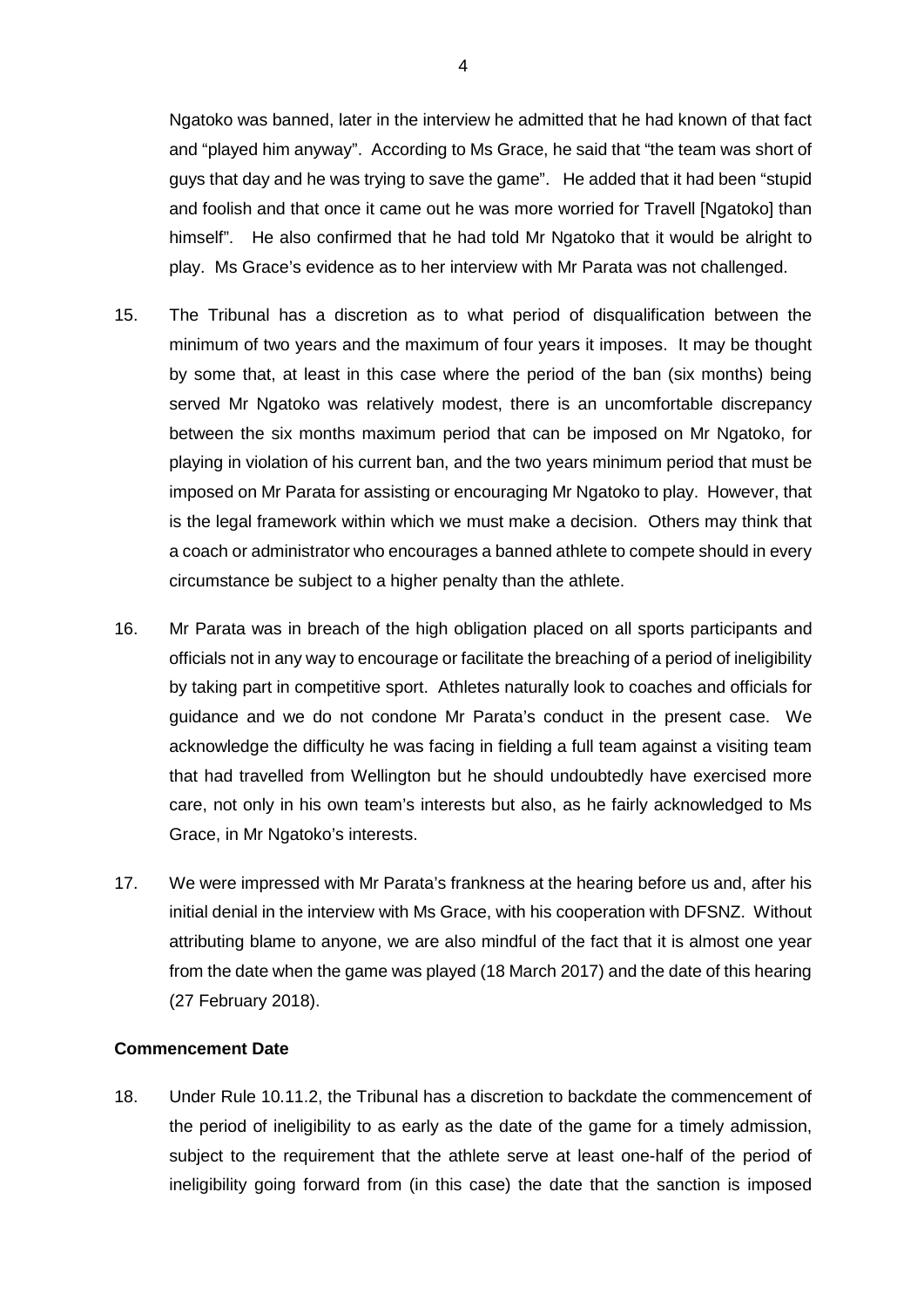Ngatoko was banned, later in the interview he admitted that he had known of that fact and "played him anyway". According to Ms Grace, he said that "the team was short of guys that day and he was trying to save the game". He added that it had been "stupid and foolish and that once it came out he was more worried for Travell [Ngatoko] than himself". He also confirmed that he had told Mr Ngatoko that it would be alright to play. Ms Grace's evidence as to her interview with Mr Parata was not challenged.

15. The Tribunal has a discretion as to what period of disqualification between the minimum of two years and the maximum of four years it imposes. It may be thought by some that, at least in this case where the period of the ban (six months) being served Mr Ngatoko was relatively modest, there is an uncomfortable discrepancy between the six months maximum period that can be imposed on Mr Ngatoko, for playing in violation of his current ban, and the two years minimum period that must be imposed on Mr Parata for assisting or encouraging Mr Ngatoko to play. However, that is the legal framework within which we must make a decision. Others may think that a coach or administrator who encourages a banned athlete to compete should in every circumstance be subject to a higher penalty than the athlete.

16. Mr Parata was in breach of the high obligation placed on all sports participants and officials not in any way to encourage or facilitate the breaching of a period of ineligibility by taking part in competitive sport. Athletes naturally look to coaches and officials for guidance and we do not condone Mr Parata's conduct in the present case. We acknowledge the difficulty he was facing in fielding a full team against a visiting team that had travelled from Wellington but he should undoubtedly have exercised more care, not only in his own team's interests but also, as he fairly acknowledged to Ms Grace, in Mr Ngatoko's interests.

17. We were impressed with Mr Parata's frankness at the hearing before us and, after his initial denial in the interview with Ms Grace, with his cooperation with DFSNZ. Without attributing blame to anyone, we are also mindful of the fact that it is almost one year from the date when the game was played (18 March 2017) and the date of this hearing (27 February 2018).

**Commencement Date**

18. Under Rule 10.11.2, the Tribunal has a discretion to backdate the commencement of the period of ineligibility to as early as the date of the game for a timely admission, subject to the requirement that the athlete serve at least one-half of the period of ineligibility going forward from (in this case) the date that the sanction is imposed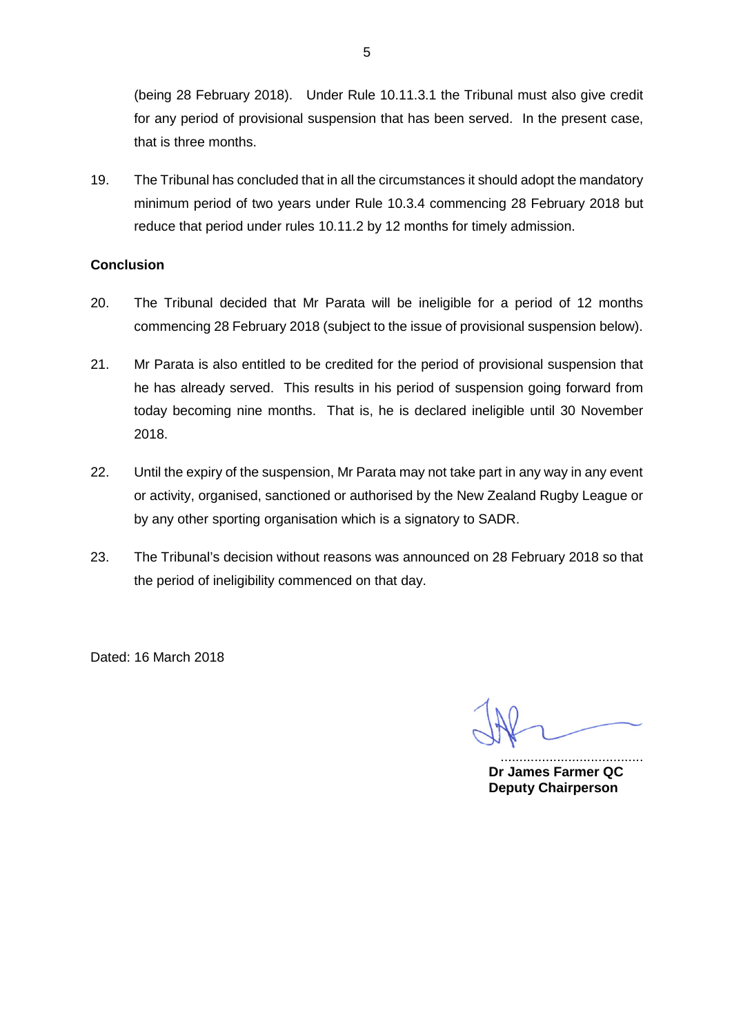(being 28 February 2018). Under Rule 10.11.3.1 the Tribunal must also give credit for any period of provisional suspension that has been served. In the present case, that is three months.

19. The Tribunal has concluded that in all the circumstances it should adopt the mandatory minimum period of two years under Rule 10.3.4 commencing 28 February 2018 but reduce that period under rules 10.11.2 by 12 months for timely admission.

**Conclusion**

20. The Tribunal decided that Mr Parata will be ineligible for a period of 12 months commencing 28 February 2018 (subject to the issue of provisional suspension below).

21. Mr Parata is also entitled to be credited for the period of provisional suspension that he has already served. This results in his period of suspension going forward from today becoming nine months. That is, he is declared ineligible until 30 November 2018.

22. Until the expiry of the suspension, Mr Parata may not take part in any way in any event or activity, organised, sanctioned or authorised by the New Zealand Rugby League or by any other sporting organisation which is a signatory to SADR.

23. The Tribunal's decision without reasons was announced on 28 February 2018 so that the period of ineligibility commenced on that day.

Dated: 16 March 2018

......................................
**Dr James Farmer QC**
**Deputy Chairperson**